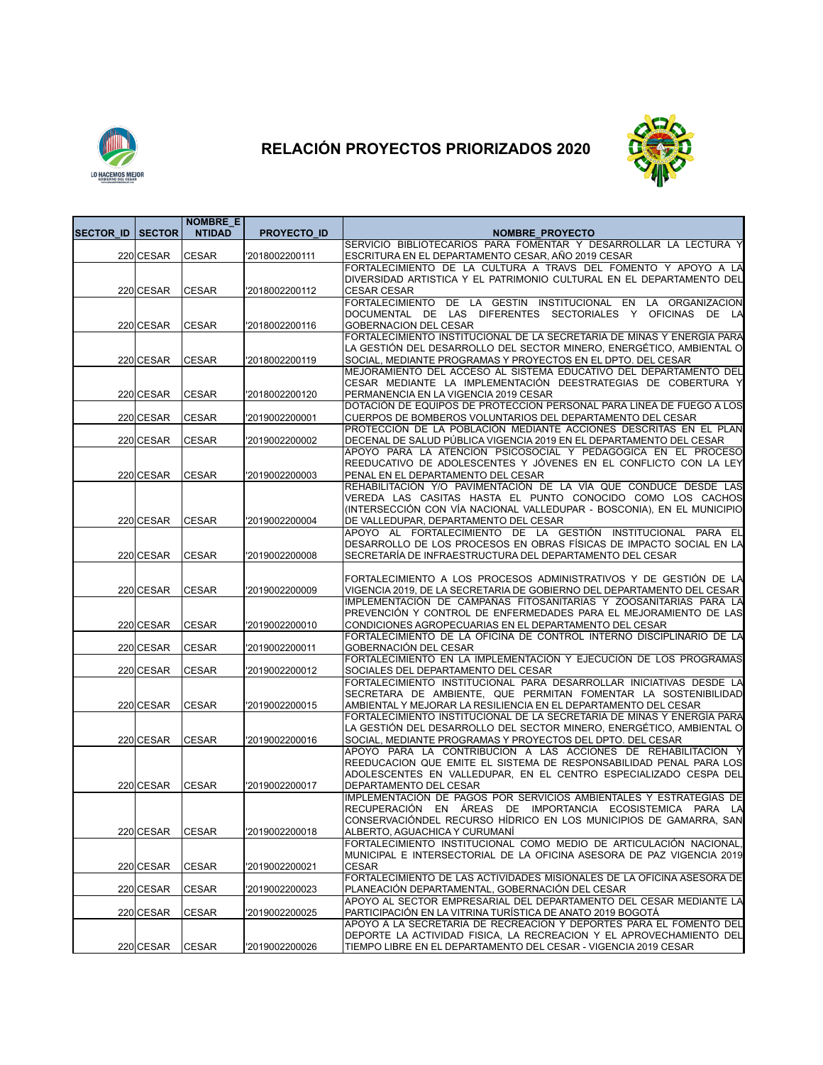# RELACIÓN PROYECTOS PRIORIZADOS 2020

| SECTOR_ID | SECTOR | NOMBRE_ENTIDAD | PROYECTO_ID | NOMBRE_PROYECTO |
|---|---|---|---|---|
| 220 | CESAR | CESAR | '2018002200111 | SERVICIO BIBLIOTECARIOS PARA FOMENTAR Y DESARROLLAR LA LECTURA Y ESCRITURA EN EL DEPARTAMENTO CESAR, AÑO 2019 CESAR |
| 220 | CESAR | CESAR | '2018002200112 | FORTALECIMIENTO DE LA CULTURA A TRAVS DEL FOMENTO Y APOYO A LA DIVERSIDAD ARTISTICA Y EL PATRIMONIO CULTURAL EN EL DEPARTAMENTO DEL CESAR CESAR |
| 220 | CESAR | CESAR | '2018002200116 | FORTALECIMIENTO DE LA GESTIN INSTITUCIONAL EN LA ORGANIZACION DOCUMENTAL DE LAS DIFERENTES SECTORIALES Y OFICINAS DE LA GOBERNACION DEL CESAR |
| 220 | CESAR | CESAR | '2018002200119 | FORTALECIMIENTO INSTITUCIONAL DE LA SECRETARIA DE MINAS Y ENERGIA PARA LA GESTIÓN DEL DESARROLLO DEL SECTOR MINERO, ENERGÉTICO, AMBIENTAL O SOCIAL, MEDIANTE PROGRAMAS Y PROYECTOS EN EL DPTO. DEL CESAR |
| 220 | CESAR | CESAR | '2018002200120 | MEJORAMIENTO DEL ACCESO AL SISTEMA EDUCATIVO DEL DEPARTAMENTO DEL CESAR MEDIANTE LA IMPLEMENTACIÓN DEESTRATEGIAS DE COBERTURA Y PERMANENCIA EN LA VIGENCIA 2019 CESAR |
| 220 | CESAR | CESAR | '2019002200001 | DOTACIÓN DE EQUIPOS DE PROTECCION PERSONAL PARA LINEA DE FUEGO A LOS CUERPOS DE BOMBEROS VOLUNTARIOS DEL DEPARTAMENTO DEL CESAR |
| 220 | CESAR | CESAR | '2019002200002 | PROTECCIÓN DE LA POBLACIÓN MEDIANTE ACCIONES DESCRITAS EN EL PLAN DECENAL DE SALUD PÚBLICA VIGENCIA 2019 EN EL DEPARTAMENTO DEL CESAR |
| 220 | CESAR | CESAR | '2019002200003 | APOYO PARA LA ATENCION PSICOSOCIAL Y PEDAGOGICA EN EL PROCESO REEDUCATIVO DE ADOLESCENTES Y JÓVENES EN EL CONFLICTO CON LA LEY PENAL EN EL DEPARTAMENTO DEL CESAR |
| 220 | CESAR | CESAR | '2019002200004 | REHABILITACIÓN Y/O PAVIMENTACIÓN DE LA VIA QUE CONDUCE DESDE LAS VEREDA LAS CASITAS HASTA EL PUNTO CONOCIDO COMO LOS CACHOS (INTERSECCIÓN CON VÍA NACIONAL VALLEDUPAR - BOSCONIA), EN EL MUNICIPIO DE VALLEDUPAR, DEPARTAMENTO DEL CESAR |
| 220 | CESAR | CESAR | '2019002200008 | APOYO AL FORTALECIMIENTO DE LA GESTIÓN INSTITUCIONAL PARA EL DESARROLLO DE LOS PROCESOS EN OBRAS FÍSICAS DE IMPACTO SOCIAL EN LA SECRETARÍA DE INFRAESTRUCTURA DEL DEPARTAMENTO DEL CESAR |
| 220 | CESAR | CESAR | '2019002200009 | FORTALECIMIENTO A LOS PROCESOS ADMINISTRATIVOS Y DE GESTIÓN DE LA VIGENCIA 2019, DE LA SECRETARIA DE GOBIERNO DEL DEPARTAMENTO DEL CESAR |
| 220 | CESAR | CESAR | '2019002200010 | IMPLEMENTACIÓN DE CAMPAÑAS FITOSANITARIAS Y ZOOSANITARIAS PARA LA PREVENCIÓN Y CONTROL DE ENFERMEDADES PARA EL MEJORAMIENTO DE LAS CONDICIONES AGROPECUARIAS EN EL DEPARTAMENTO DEL CESAR |
| 220 | CESAR | CESAR | '2019002200011 | FORTALECIMIENTO DE LA OFICINA DE CONTROL INTERNO DISCIPLINARIO DE LA GOBERNACIÓN DEL CESAR |
| 220 | CESAR | CESAR | '2019002200012 | FORTALECIMIENTO EN LA IMPLEMENTACIÓN Y EJECUCIÓN DE LOS PROGRAMAS SOCIALES DEL DEPARTAMENTO DEL CESAR |
| 220 | CESAR | CESAR | '2019002200015 | FORTALECIMIENTO INSTITUCIONAL PARA DESARROLLAR INICIATIVAS DESDE LA SECRETARA DE AMBIENTE, QUE PERMITAN FOMENTAR LA SOSTENIBILIDAD AMBIENTAL Y MEJORAR LA RESILIENCIA EN EL DEPARTAMENTO DEL CESAR |
| 220 | CESAR | CESAR | '2019002200016 | FORTALECIMIENTO INSTITUCIONAL DE LA SECRETARIA DE MINAS Y ENERGIA PARA LA GESTIÓN DEL DESARROLLO DEL SECTOR MINERO, ENERGÉTICO, AMBIENTAL O SOCIAL, MEDIANTE PROGRAMAS Y PROYECTOS EN EL DPTO. DEL CESAR |
| 220 | CESAR | CESAR | '2019002200017 | APOYO PARA LA CONTRIBUCION A LAS ACCIONES DE REHABILITACION Y REEDUCACION QUE EMITE EL SISTEMA DE RESPONSABILIDAD PENAL PARA LOS ADOLESCENTES EN VALLEDUPAR, EN EL CENTRO ESPECIALIZADO CESPA DEL DEPARTAMENTO DEL CESAR |
| 220 | CESAR | CESAR | '2019002200018 | IMPLEMENTACIÓN DE PAGOS POR SERVICIOS AMBIENTALES Y ESTRATEGIAS DE RECUPERACIÓN EN ÁREAS DE IMPORTANCIA ECOSISTEMICA PARA LA CONSERVACIÓNDEL RECURSO HÍDRICO EN LOS MUNICIPIOS DE GAMARRA, SAN ALBERTO, AGUACHICA Y CURUMANÍ |
| 220 | CESAR | CESAR | '2019002200021 | FORTALECIMIENTO INSTITUCIONAL COMO MEDIO DE ARTICULACIÓN NACIONAL, MUNICIPAL E INTERSECTORIAL DE LA OFICINA ASESORA DE PAZ VIGENCIA 2019 CESAR |
| 220 | CESAR | CESAR | '2019002200023 | FORTALECIMIENTO DE LAS ACTIVIDADES MISIONALES DE LA OFICINA ASESORA DE PLANEACIÓN DEPARTAMENTAL, GOBERNACIÓN DEL CESAR |
| 220 | CESAR | CESAR | '2019002200025 | APOYO AL SECTOR EMPRESARIAL DEL DEPARTAMENTO DEL CESAR MEDIANTE LA PARTICIPACIÓN EN LA VITRINA TURÍSTICA DE ANATO 2019 BOGOTÁ |
| 220 | CESAR | CESAR | '2019002200026 | APOYO A LA SECRETARIA DE RECREACION Y DEPORTES PARA EL FOMENTO DEL DEPORTE LA ACTIVIDAD FISICA, LA RECREACION Y EL APROVECHAMIENTO DEL TIEMPO LIBRE EN EL DEPARTAMENTO DEL CESAR - VIGENCIA 2019 CESAR |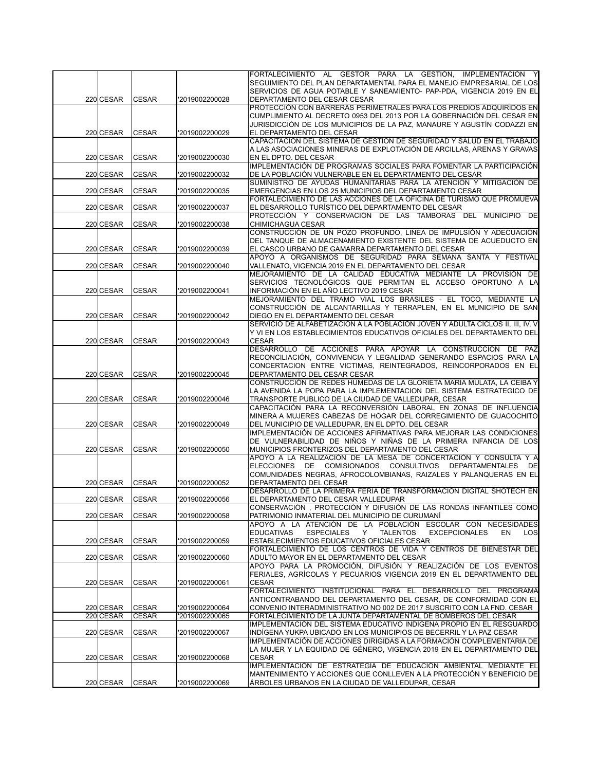| | | | | |
|---|---|---|---|---|
| 220 | CESAR | CESAR | '2019002200028 | FORTALECIMIENTO AL GESTOR PARA LA GESTIÓN, IMPLEMENTACIÓN Y SEGUIMIENTO DEL PLAN DEPARTAMENTAL PARA EL MANEJO EMPRESARIAL DE LOS SERVICIOS DE AGUA POTABLE Y SANEAMIENTO- PAP-PDA, VIGENCIA 2019 EN EL DEPARTAMENTO DEL CESAR CESAR |
| 220 | CESAR | CESAR | '2019002200029 | PROTECCIÓN CON BARRERAS PERIMETRALES PARA LOS PREDIOS ADQUIRIDOS EN CUMPLIMIENTO AL DECRETO 0953 DEL 2013 POR LA GOBERNACIÓN DEL CESAR EN JURISDICCIÓN DE LOS MUNICIPIOS DE LA PAZ, MANAURE Y AGUSTÍN CODAZZI EN EL DEPARTAMENTO DEL CESAR |
| 220 | CESAR | CESAR | '2019002200030 | CAPACITACIÓN DEL SISTEMA DE GESTIÓN DE SEGURIDAD Y SALUD EN EL TRABAJO A LAS ASOCIACIONES MINERAS DE EXPLOTACIÓN DE ARCILLAS, ARENAS Y GRAVAS EN EL DPTO. DEL CESAR |
| 220 | CESAR | CESAR | '2019002200032 | IMPLEMENTACIÓN DE PROGRAMAS SOCIALES PARA FOMENTAR LA PARTICIPACIÓN DE LA POBLACIÓN VULNERABLE EN EL DEPARTAMENTO DEL CESAR |
| 220 | CESAR | CESAR | '2019002200035 | SUMINISTRO DE AYUDAS HUMANITARIAS PARA LA ATENCIÓN Y MITIGACIÓN DE EMERGENCIAS EN LOS 25 MUNICIPIOS DEL DEPARTAMENTO CESAR |
| 220 | CESAR | CESAR | '2019002200037 | FORTALECIMIENTO DE LAS ACCIONES DE LA OFICINA DE TURISMO QUE PROMUEVA EL DESARROLLO TURÍSTICO DEL DEPARTAMENTO DEL CESAR |
| 220 | CESAR | CESAR | '2019002200038 | PROTECCIÓN Y CONSERVACIÓN DE LAS TAMBORAS DEL MUNICIPIO DE CHIMICHAGUA CESAR |
| 220 | CESAR | CESAR | '2019002200039 | CONSTRUCCIÓN DE UN POZO PROFUNDO, LINEA DE IMPULSIÓN Y ADECUACIÓN DEL TANQUE DE ALMACENAMIENTO EXISTENTE DEL SISTEMA DE ACUEDUCTO EN EL CASCO URBANO DE GAMARRA DEPARTAMENTO DEL CESAR |
| 220 | CESAR | CESAR | '2019002200040 | APOYO A ORGANISMOS DE SEGURIDAD PARA SEMANA SANTA Y FESTIVAL VALLENATO, VIGENCIA 2019 EN EL DEPARTAMENTO DEL CESAR |
| 220 | CESAR | CESAR | '2019002200041 | MEJORAMIENTO DE LA CALIDAD EDUCATIVA MEDIANTE LA PROVISIÓN DE SERVICIOS TECNOLÓGICOS QUE PERMITAN EL ACCESO OPORTUNO A LA INFORMACIÓN EN EL AÑO LECTIVO 2019 CESAR |
| 220 | CESAR | CESAR | '2019002200042 | MEJORAMIENTO DEL TRAMO VIAL LOS BRASILES - EL TOCO, MEDIANTE LA CONSTRUCCIÓN DE ALCANTARILLAS Y TERRAPLEN, EN EL MUNICIPIO DE SAN DIEGO EN EL DEPARTAMENTO DEL CESAR |
| 220 | CESAR | CESAR | '2019002200043 | SERVICIO DE ALFABETIZACIÓN A LA POBLACIÓN JOVEN Y ADULTA CICLOS II, III, IV, V Y VI EN LOS ESTABLECIMIENTOS EDUCATIVOS OFICIALES DEL DEPARTAMENTO DEL CESAR |
| 220 | CESAR | CESAR | '2019002200045 | DESARROLLO DE ACCIONES PARA APOYAR LA CONSTRUCCIÓN DE PAZ RECONCILIACIÓN, CONVIVENCIA Y LEGALIDAD GENERANDO ESPACIOS PARA LA CONCERTACION ENTRE VICTIMAS, REINTEGRADOS, REINCORPORADOS EN EL DEPARTAMENTO DEL CESAR CESAR |
| 220 | CESAR | CESAR | '2019002200046 | CONSTRUCCIÓN DE REDES HUMEDAS DE LA GLORIETA MARIA MULATA, LA CEIBA Y LA AVENIDA LA POPA PARA LA IMPLEMENTACION DEL SISTEMA ESTRATEGICO DE TRANSPORTE PUBLICO DE LA CIUDAD DE VALLEDUPAR, CESAR |
| 220 | CESAR | CESAR | '2019002200049 | CAPACITACIÓN PARA LA RECONVERSIÓN LABORAL EN ZONAS DE INFLUENCIA MINERA A MUJERES CABEZAS DE HOGAR DEL CORREGIMIENTO DE GUACOCHITO DEL MUNICIPIO DE VALLEDUPAR, EN EL DPTO. DEL CESAR |
| 220 | CESAR | CESAR | '2019002200050 | IMPLEMENTACIÓN DE ACCIONES AFIRMATIVAS PARA MEJORAR LAS CONDICIONES DE VULNERABILIDAD DE NIÑOS Y NIÑAS DE LA PRIMERA INFANCIA DE LOS MUNICIPIOS FRONTERIZOS DEL DEPARTAMENTO DEL CESAR |
| 220 | CESAR | CESAR | '2019002200052 | APOYO A LA REALIZACIÓN DE LA MESA DE CONCERTACIÓN Y CONSULTA Y A ELECCIONES DE COMISIONADOS CONSULTIVOS DEPARTAMENTALES DE COMUNIDADES NEGRAS, AFROCOLOMBIANAS, RAIZALES Y PALANQUERAS EN EL DEPARTAMENTO DEL CESAR |
| 220 | CESAR | CESAR | '2019002200056 | DESARROLLO DE LA PRIMERA FERIA DE TRANSFORMACIÓN DIGITAL SHOTECH EN EL DEPARTAMENTO DEL CESAR VALLEDUPAR |
| 220 | CESAR | CESAR | '2019002200058 | CONSERVACIÓN , PROTECCIÓN Y DIFUSIÓN DE LAS RONDAS INFANTILES COMO PATRIMONIO INMATERIAL DEL MUNICIPIO DE CURUMANÍ |
| 220 | CESAR | CESAR | '2019002200059 | APOYO A LA ATENCIÓN DE LA POBLACIÓN ESCOLAR CON NECESIDADES EDUCATIVAS ESPECIALES Y TALENTOS EXCEPCIONALES EN LOS ESTABLECIMIENTOS EDUCATIVOS OFICIALES CESAR |
| 220 | CESAR | CESAR | '2019002200060 | FORTALECIMIENTO DE LOS CENTROS DE VIDA Y CENTROS DE BIENESTAR DEL ADULTO MAYOR EN EL DEPARTAMENTO DEL CESAR |
| 220 | CESAR | CESAR | '2019002200061 | APOYO PARA LA PROMOCIÓN, DIFUSIÓN Y REALIZACIÓN DE LOS EVENTOS FERIALES, AGRÍCOLAS Y PECUARIOS VIGENCIA 2019 EN EL DEPARTAMENTO DEL CESAR |
| 220 | CESAR | CESAR | '2019002200064 | FORTALECIMIENTO INSTITUCIONAL PARA EL DESARROLLO DEL PROGRAMA ANTICONTRABANDO DEL DEPARTAMENTO DEL CESAR, DE CONFORMIDAD CON EL CONVENIO INTERADMINISTRATIVO NO 002 DE 2017 SUSCRITO CON LA FND. CESAR |
| 220 | CESAR | CESAR | '2019002200065 | FORTALECIMIENTO DE LA JUNTA DEPARTAMENTAL DE BOMBEROS DEL CESAR |
| 220 | CESAR | CESAR | '2019002200067 | IMPLEMENTACIÓN DEL SISTEMA EDUCATIVO INDIGENA PROPIO EN EL RESGUARDO INDÍGENA YUKPA UBICADO EN LOS MUNICIPIOS DE BECERRIL Y LA PAZ CESAR |
| 220 | CESAR | CESAR | '2019002200068 | IMPLEMENTACIÓN DE ACCIONES DIRIGIDAS A LA FORMACIÓN COMPLEMENTARIA DE LA MUJER Y LA EQUIDAD DE GÉNERO, VIGENCIA 2019 EN EL DEPARTAMENTO DEL CESAR |
| 220 | CESAR | CESAR | '2019002200069 | IMPLEMENTACIÓN DE ESTRATEGIA DE EDUCACIÓN AMBIENTAL MEDIANTE EL MANTENIMIENTO Y ACCIONES QUE CONLLEVEN A LA PROTECCIÓN Y BENEFICIO DE ÁRBOLES URBANOS EN LA CIUDAD DE VALLEDUPAR, CESAR |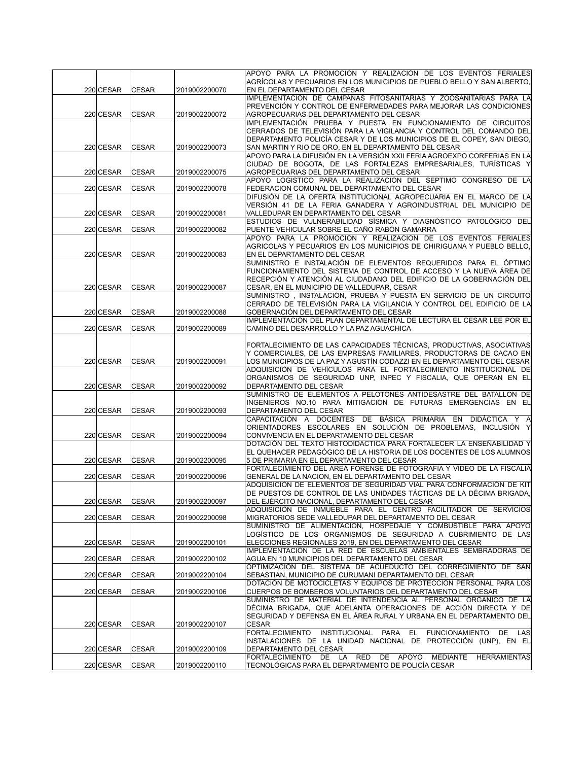| | | | | |
|---|---|---|---|---|
| 220 | CESAR | CESAR | '2019002200070 | APOYO PARA LA PROMOCIÓN Y REALIZACIÓN DE LOS EVENTOS FERIALES AGRÍCOLAS Y PECUARIOS EN LOS MUNICIPIOS DE PUEBLO BELLO Y SAN ALBERTO, EN EL DEPARTAMENTO DEL CESAR |
| 220 | CESAR | CESAR | '2019002200072 | IMPLEMENTACIÓN DE CAMPAÑAS FITOSANITARIAS Y ZOOSANITARIAS PARA LA PREVENCIÓN Y CONTROL DE ENFERMEDADES PARA MEJORAR LAS CONDICIONES AGROPECUARIAS DEL DEPARTAMENTO DEL CESAR |
| 220 | CESAR | CESAR | '2019002200073 | IMPLEMENTACIÓN PRUEBA Y PUESTA EN FUNCIONAMIENTO DE CIRCUITOS CERRADOS DE TELEVISIÓN PARA LA VIGILANCIA Y CONTROL DEL COMANDO DEL DEPARTAMENTO POLICÍA CESAR Y DE LOS MUNICIPIOS DE EL COPEY, SAN DIEGO, SAN MARTIN Y RIO DE ORO, EN EL DEPARTAMENTO DEL CESAR |
| 220 | CESAR | CESAR | '2019002200075 | APOYO PARA LA DIFUSIÓN EN LA VERSIÓN XXII FERIA AGROEXPO CORFERIAS EN LA CIUDAD DE BOGOTA, DE LAS FORTALEZAS EMPRESARIALES, TURÍSTICAS Y AGROPECUARIAS DEL DEPARTAMENTO DEL CESAR |
| 220 | CESAR | CESAR | '2019002200078 | APOYO LOGISTICO PARA LA REALIZACION DEL SEPTIMO CONGRESO DE LA FEDERACION COMUNAL DEL DEPARTAMENTO DEL CESAR |
| 220 | CESAR | CESAR | '2019002200081 | DIFUSIÓN DE LA OFERTA INSTITUCIONAL AGROPECUARIA EN EL MARCO DE LA VERSIÓN 41 DE LA FERIA GANADERA Y AGROINDUSTRIAL DEL MUNICIPIO DE VALLEDUPAR EN DEPARTAMENTO DEL CESAR |
| 220 | CESAR | CESAR | '2019002200082 | ESTUDIOS DE VULNERABILIDAD SÍSMICA Y DIAGNÓSTICO PATOLÓGICO DEL PUENTE VEHICULAR SOBRE EL CAÑO RABÓN GAMARRA |
| 220 | CESAR | CESAR | '2019002200083 | APOYO PARA LA PROMOCION Y REALIZACION DE LOS EVENTOS FERIALES AGRICOLAS Y PECUARIOS EN LOS MUNICIPIOS DE CHIRIGUANA Y PUEBLO BELLO, EN EL DEPARTAMENTO DEL CESAR |
| 220 | CESAR | CESAR | '2019002200087 | SUMINISTRO E INSTALACIÓN DE ELEMENTOS REQUERIDOS PARA EL ÓPTIMO FUNCIONAMIENTO DEL SISTEMA DE CONTROL DE ACCESO Y LA NUEVA ÁREA DE RECEPCIÓN Y ATENCIÓN AL CIUDADANO DEL EDIFICIO DE LA GOBERNACIÓN DEL CESAR, EN EL MUNICIPIO DE VALLEDUPAR, CESAR |
| 220 | CESAR | CESAR | '2019002200088 | SUMINISTRO , INSTALACIÓN, PRUEBA Y PUESTA EN SERVICIO DE UN CIRCUITO CERRADO DE TELEVISIÓN PARA LA VIGILANCIA Y CONTROL DEL EDIFICIO DE LA GOBERNACIÓN DEL DEPARTAMENTO DEL CESAR |
| 220 | CESAR | CESAR | '2019002200089 | IMPLEMENTACIÓN DEL PLAN DEPARTAMENTAL DE LECTURA EL CESAR LEE POR EL CAMINO DEL DESARROLLO Y LA PAZ AGUACHICA |
| 220 | CESAR | CESAR | '2019002200091 | FORTALECIMIENTO DE LAS CAPACIDADES TÉCNICAS, PRODUCTIVAS, ASOCIATIVAS Y COMERCIALES, DE LAS EMPRESAS FAMILIARES, PRODUCTORAS DE CACAO EN LOS MUNICIPIOS DE LA PAZ Y AGUSTÍN CODAZZI EN EL DEPARTAMENTO DEL CESAR |
| 220 | CESAR | CESAR | '2019002200092 | ADQUISICIÓN DE VEHÍCULOS PARA EL FORTALECIMIENTO INSTITUCIONAL DE ORGANISMOS DE SEGURIDAD UNP, INPEC Y FISCALIA, QUE OPERAN EN EL DEPARTAMENTO DEL CESAR |
| 220 | CESAR | CESAR | '2019002200093 | SUMINISTRO DE ELEMENTOS A PELOTONES ANTIDESASTRE DEL BATALLON DE INGENIEROS NO.10 PARA MITIGACIÓN DE FUTURAS EMERGENCIAS EN EL DEPARTAMENTO DEL CESAR |
| 220 | CESAR | CESAR | '2019002200094 | CAPACITACIÓN A DOCENTES DE BÁSICA PRIMARIA EN DIDÁCTICA Y A ORIENTADORES ESCOLARES EN SOLUCIÓN DE PROBLEMAS, INCLUSIÓN Y CONVIVENCIA EN EL DEPARTAMENTO DEL CESAR |
| 220 | CESAR | CESAR | '2019002200095 | DOTACIÓN DEL TEXTO HISTODIDACTICA PARA FORTALECER LA ENSEÑABILIDAD Y EL QUEHACER PEDAGÓGICO DE LA HISTORIA DE LOS DOCENTES DE LOS ALUMNOS 5 DE PRIMARIA EN EL DEPARTAMENTO DEL CESAR |
| 220 | CESAR | CESAR | '2019002200096 | FORTALECIMIENTO DEL AREA FORENSE DE FOTOGRAFIA Y VIDEO DE LA FISCALIA GENERAL DE LA NACION, EN EL DEPARTAMENTO DEL CESAR |
| 220 | CESAR | CESAR | '2019002200097 | ADQUISICIÓN DE ELEMENTOS DE SEGURIDAD VIAL PARA CONFORMACIÓN DE KIT DE PUESTOS DE CONTROL DE LAS UNIDADES TÁCTICAS DE LA DÉCIMA BRIGADA, DEL EJÉRCITO NACIONAL, DEPARTAMENTO DEL CESAR |
| 220 | CESAR | CESAR | '2019002200098 | ADQUISICIÓN DE INMUEBLE PARA EL CENTRO FACILITADOR DE SERVICIOS MIGRATORIOS SEDE VALLEDUPAR DEL DEPARTAMENTO DEL CESAR |
| 220 | CESAR | CESAR | '2019002200101 | SUMINISTRO DE ALIMENTACIÓN, HOSPEDAJE Y COMBUSTIBLE PARA APOYO LOGÍSTICO DE LOS ORGANISMOS DE SEGURIDAD A CUBRIMIENTO DE LAS ELECCIONES REGIONALES 2019, EN DEL DEPARTAMENTO DEL CESAR |
| 220 | CESAR | CESAR | '2019002200102 | IMPLEMENTACIÓN DE LA RED DE ESCUELAS AMBIENTALES SEMBRADORAS DE AGUA EN 10 MUNICIPIOS DEL DEPARTAMENTO DEL CESAR |
| 220 | CESAR | CESAR | '2019002200104 | OPTIMIZACIÓN DEL SISTEMA DE ACUEDUCTO DEL CORREGIMIENTO DE SAN SEBASTIAN, MUNICIPIO DE CURUMANI DEPARTAMENTO DEL CESAR |
| 220 | CESAR | CESAR | '2019002200106 | DOTACIÓN DE MOTOCICLETAS Y EQUIPOS DE PROTECCIÓN PERSONAL PARA LOS CUERPOS DE BOMBEROS VOLUNTARIOS DEL DEPARTAMENTO DEL CESAR |
| 220 | CESAR | CESAR | '2019002200107 | SUMINISTRO DE MATERIAL DE INTENDENCIA AL PERSONAL ORGÁNICO DE LA DÉCIMA BRIGADA, QUE ADELANTA OPERACIONES DE ACCIÓN DIRECTA Y DE SEGURIDAD Y DEFENSA EN EL ÁREA RURAL Y URBANA EN EL DEPARTAMENTO DEL CESAR |
| 220 | CESAR | CESAR | '2019002200109 | FORTALECIMIENTO INSTITUCIONAL PARA EL FUNCIONAMIENTO DE LAS INSTALACIONES DE LA UNIDAD NACIONAL DE PROTECCIÓN (UNP), EN EL DEPARTAMENTO DEL CESAR |
| 220 | CESAR | CESAR | '2019002200110 | FORTALECIMIENTO DE LA RED DE APOYO MEDIANTE HERRAMIENTAS TECNOLÓGICAS PARA EL DEPARTAMENTO DE POLICÍA CESAR |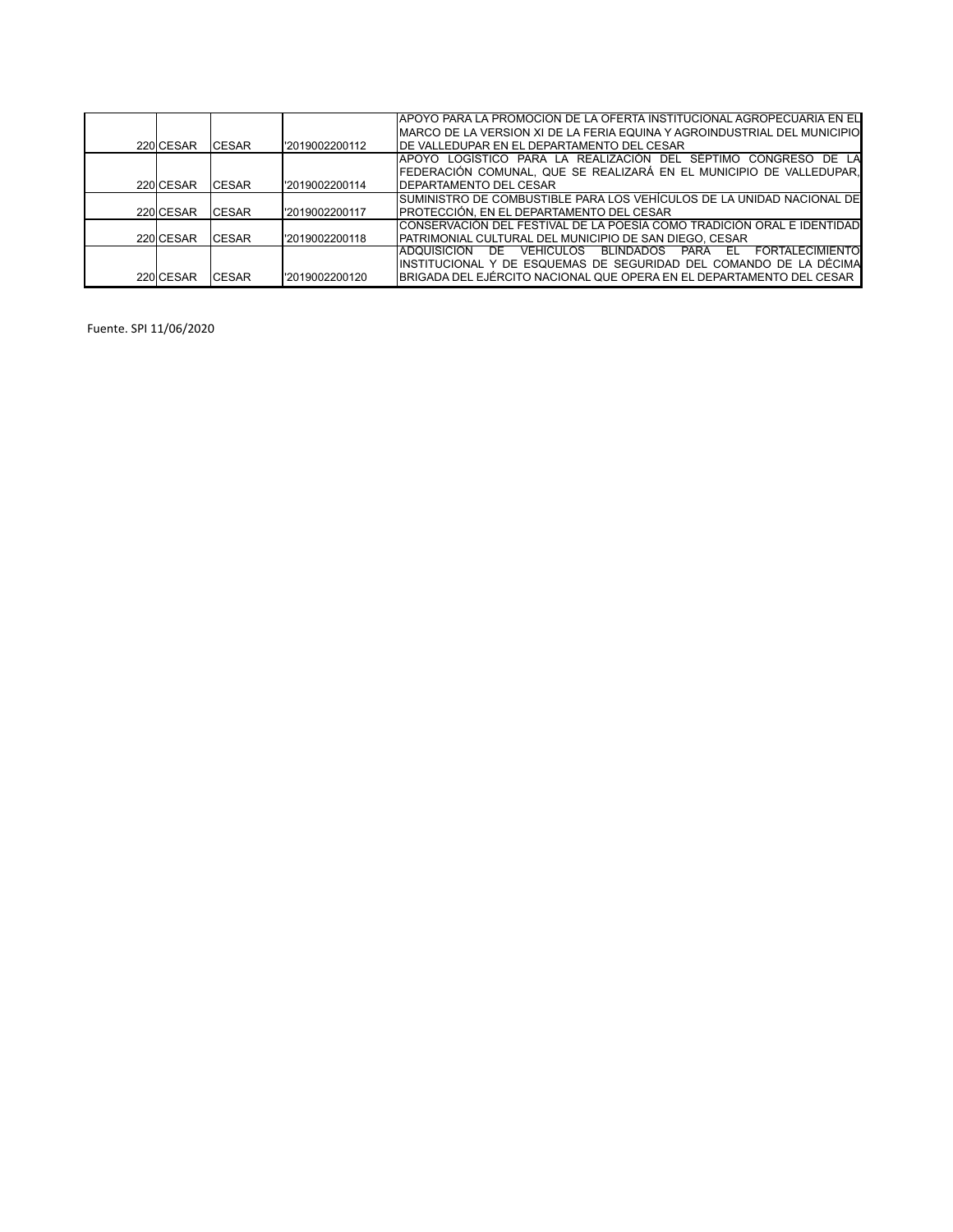| | | | | |
|---|---|---|---|---|
| 220 | CESAR | CESAR | '2019002200112 | APOYO PARA LA PROMOCION DE LA OFERTA INSTITUCIONAL AGROPECUARIA EN EL MARCO DE LA VERSION XI DE LA FERIA EQUINA Y AGROINDUSTRIAL DEL MUNICIPIO DE VALLEDUPAR EN EL DEPARTAMENTO DEL CESAR |
| 220 | CESAR | CESAR | '2019002200114 | APOYO LOGÍSTICO PARA LA REALIZACIÓN DEL SÉPTIMO CONGRESO DE LA FEDERACIÓN COMUNAL, QUE SE REALIZARÁ EN EL MUNICIPIO DE VALLEDUPAR, DEPARTAMENTO DEL CESAR |
| 220 | CESAR | CESAR | '2019002200117 | SUMINISTRO DE COMBUSTIBLE PARA LOS VEHÍCULOS DE LA UNIDAD NACIONAL DE PROTECCIÓN, EN EL DEPARTAMENTO DEL CESAR |
| 220 | CESAR | CESAR | '2019002200118 | CONSERVACIÓN DEL FESTIVAL DE LA POESÍA COMO TRADICIÓN ORAL E IDENTIDAD PATRIMONIAL CULTURAL DEL MUNICIPIO DE SAN DIEGO, CESAR |
| 220 | CESAR | CESAR | '2019002200120 | ADQUISICIÓN DE VEHÍCULOS BLINDADOS PARA EL FORTALECIMIENTO INSTITUCIONAL Y DE ESQUEMAS DE SEGURIDAD DEL COMANDO DE LA DÉCIMA BRIGADA DEL EJÉRCITO NACIONAL QUE OPERA EN EL DEPARTAMENTO DEL CESAR |

Fuente. SPI 11/06/2020